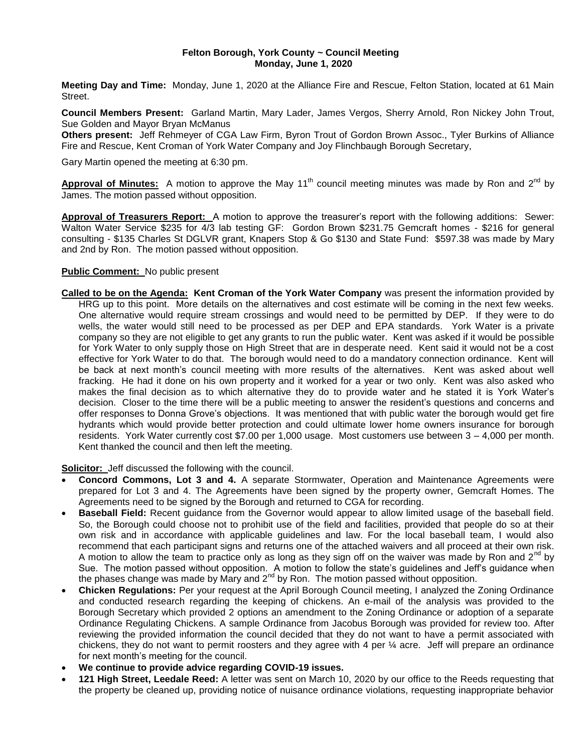**Felton Borough, York County ~ Council Meeting**
**Monday, June 1, 2020**

**Meeting Day and Time:** Monday, June 1, 2020 at the Alliance Fire and Rescue, Felton Station, located at 61 Main Street.

**Council Members Present:** Garland Martin, Mary Lader, James Vergos, Sherry Arnold, Ron Nickey John Trout, Sue Golden and Mayor Bryan McManus

**Others present:** Jeff Rehmeyer of CGA Law Firm, Byron Trout of Gordon Brown Assoc., Tyler Burkins of Alliance Fire and Rescue, Kent Croman of York Water Company and Joy Flinchbaugh Borough Secretary,

Gary Martin opened the meeting at 6:30 pm.

**Approval of Minutes:** A motion to approve the May 11th council meeting minutes was made by Ron and 2nd by James. The motion passed without opposition.

**Approval of Treasurers Report:** A motion to approve the treasurer's report with the following additions: Sewer: Walton Water Service $235 for 4/3 lab testing GF: Gordon Brown $231.75 Gemcraft homes - $216 for general consulting - $135 Charles St DGLVR grant, Knapers Stop & Go $130 and State Fund: $597.38 was made by Mary and 2nd by Ron. The motion passed without opposition.

**Public Comment:** No public present

**Called to be on the Agenda: Kent Croman of the York Water Company** was present the information provided by HRG up to this point. More details on the alternatives and cost estimate will be coming in the next few weeks. One alternative would require stream crossings and would need to be permitted by DEP. If they were to do wells, the water would still need to be processed as per DEP and EPA standards. York Water is a private company so they are not eligible to get any grants to run the public water. Kent was asked if it would be possible for York Water to only supply those on High Street that are in desperate need. Kent said it would not be a cost effective for York Water to do that. The borough would need to do a mandatory connection ordinance. Kent will be back at next month's council meeting with more results of the alternatives. Kent was asked about well fracking. He had it done on his own property and it worked for a year or two only. Kent was also asked who makes the final decision as to which alternative they do to provide water and he stated it is York Water's decision. Closer to the time there will be a public meeting to answer the resident's questions and concerns and offer responses to Donna Grove's objections. It was mentioned that with public water the borough would get fire hydrants which would provide better protection and could ultimate lower home owners insurance for borough residents. York Water currently cost $7.00 per 1,000 usage. Most customers use between 3 – 4,000 per month. Kent thanked the council and then left the meeting.

**Solicitor:** Jeff discussed the following with the council.

- **Concord Commons, Lot 3 and 4.** A separate Stormwater, Operation and Maintenance Agreements were prepared for Lot 3 and 4. The Agreements have been signed by the property owner, Gemcraft Homes. The Agreements need to be signed by the Borough and returned to CGA for recording.
- **Baseball Field:** Recent guidance from the Governor would appear to allow limited usage of the baseball field. So, the Borough could choose not to prohibit use of the field and facilities, provided that people do so at their own risk and in accordance with applicable guidelines and law. For the local baseball team, I would also recommend that each participant signs and returns one of the attached waivers and all proceed at their own risk. A motion to allow the team to practice only as long as they sign off on the waiver was made by Ron and 2nd by Sue. The motion passed without opposition. A motion to follow the state's guidelines and Jeff's guidance when the phases change was made by Mary and 2nd by Ron. The motion passed without opposition.
- **Chicken Regulations:** Per your request at the April Borough Council meeting, I analyzed the Zoning Ordinance and conducted research regarding the keeping of chickens. An e-mail of the analysis was provided to the Borough Secretary which provided 2 options an amendment to the Zoning Ordinance or adoption of a separate Ordinance Regulating Chickens. A sample Ordinance from Jacobus Borough was provided for review too. After reviewing the provided information the council decided that they do not want to have a permit associated with chickens, they do not want to permit roosters and they agree with 4 per ¼ acre. Jeff will prepare an ordinance for next month's meeting for the council.
- **We continue to provide advice regarding COVID-19 issues.**
- **121 High Street, Leedale Reed:** A letter was sent on March 10, 2020 by our office to the Reeds requesting that the property be cleaned up, providing notice of nuisance ordinance violations, requesting inappropriate behavior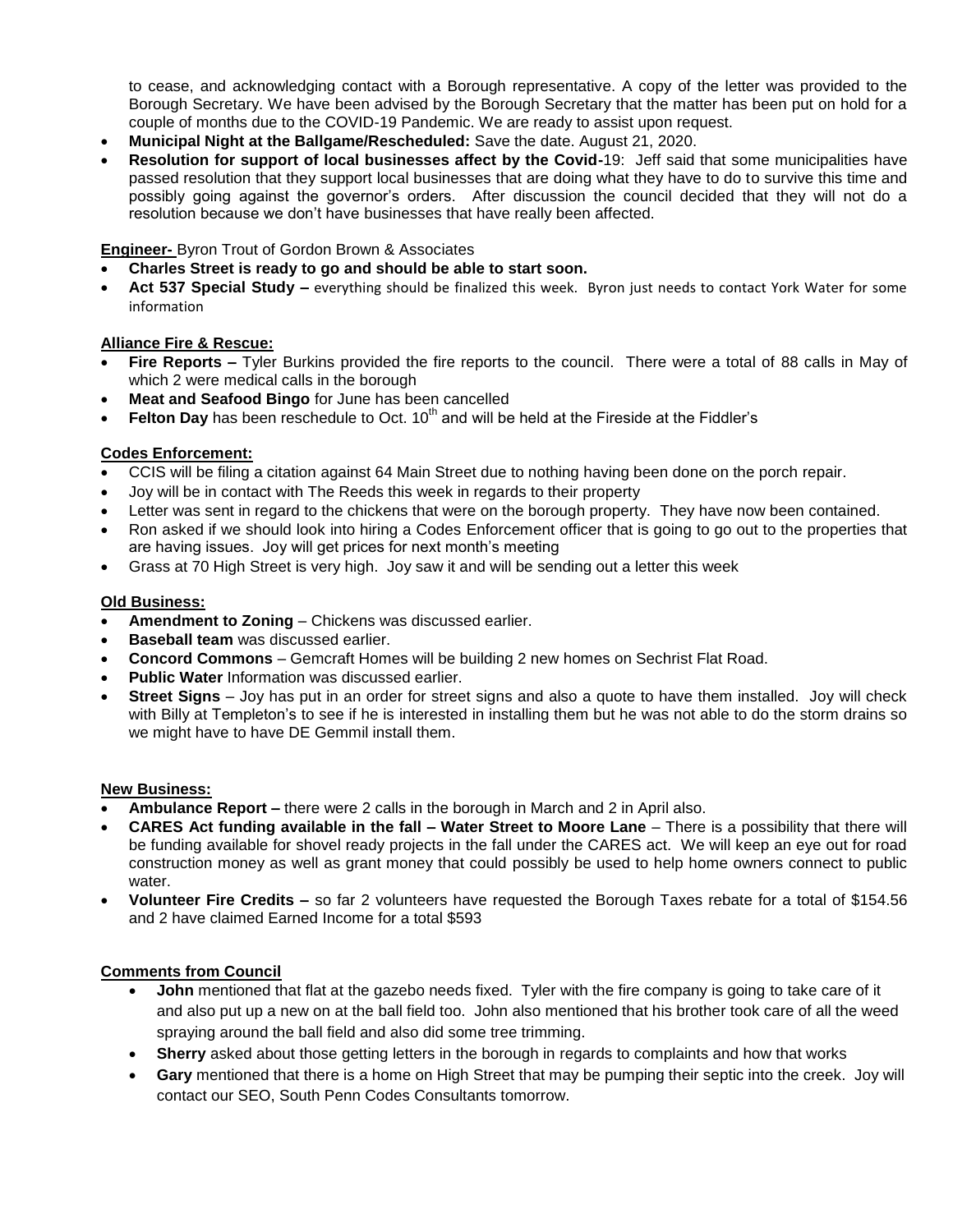to cease, and acknowledging contact with a Borough representative. A copy of the letter was provided to the Borough Secretary. We have been advised by the Borough Secretary that the matter has been put on hold for a couple of months due to the COVID-19 Pandemic. We are ready to assist upon request.

- **Municipal Night at the Ballgame/Rescheduled:** Save the date. August 21, 2020.
- **Resolution for support of local businesses affect by the Covid-**19: Jeff said that some municipalities have passed resolution that they support local businesses that are doing what they have to do to survive this time and possibly going against the governor's orders. After discussion the council decided that they will not do a resolution because we don't have businesses that have really been affected.

**Engineer-** Byron Trout of Gordon Brown & Associates

- **Charles Street is ready to go and should be able to start soon.**
- **Act 537 Special Study –** everything should be finalized this week. Byron just needs to contact York Water for some information

**Alliance Fire & Rescue:**

- **Fire Reports –** Tyler Burkins provided the fire reports to the council. There were a total of 88 calls in May of which 2 were medical calls in the borough
- **Meat and Seafood Bingo** for June has been cancelled
- **Felton Day** has been reschedule to Oct. 10th and will be held at the Fireside at the Fiddler's

**Codes Enforcement:**

- CCIS will be filing a citation against 64 Main Street due to nothing having been done on the porch repair.
- Joy will be in contact with The Reeds this week in regards to their property
- Letter was sent in regard to the chickens that were on the borough property. They have now been contained.
- Ron asked if we should look into hiring a Codes Enforcement officer that is going to go out to the properties that are having issues. Joy will get prices for next month's meeting
- Grass at 70 High Street is very high. Joy saw it and will be sending out a letter this week

**Old Business:**

- **Amendment to Zoning** – Chickens was discussed earlier.
- **Baseball team** was discussed earlier.
- **Concord Commons** – Gemcraft Homes will be building 2 new homes on Sechrist Flat Road.
- **Public Water** Information was discussed earlier.
- **Street Signs** – Joy has put in an order for street signs and also a quote to have them installed. Joy will check with Billy at Templeton's to see if he is interested in installing them but he was not able to do the storm drains so we might have to have DE Gemmil install them.

**New Business:**

- **Ambulance Report –** there were 2 calls in the borough in March and 2 in April also.
- **CARES Act funding available in the fall – Water Street to Moore Lane** – There is a possibility that there will be funding available for shovel ready projects in the fall under the CARES act. We will keep an eye out for road construction money as well as grant money that could possibly be used to help home owners connect to public water.
- **Volunteer Fire Credits –** so far 2 volunteers have requested the Borough Taxes rebate for a total of $154.56 and 2 have claimed Earned Income for a total $593

**Comments from Council**

- **John** mentioned that flat at the gazebo needs fixed. Tyler with the fire company is going to take care of it and also put up a new on at the ball field too. John also mentioned that his brother took care of all the weed spraying around the ball field and also did some tree trimming.
- **Sherry** asked about those getting letters in the borough in regards to complaints and how that works
- **Gary** mentioned that there is a home on High Street that may be pumping their septic into the creek. Joy will contact our SEO, South Penn Codes Consultants tomorrow.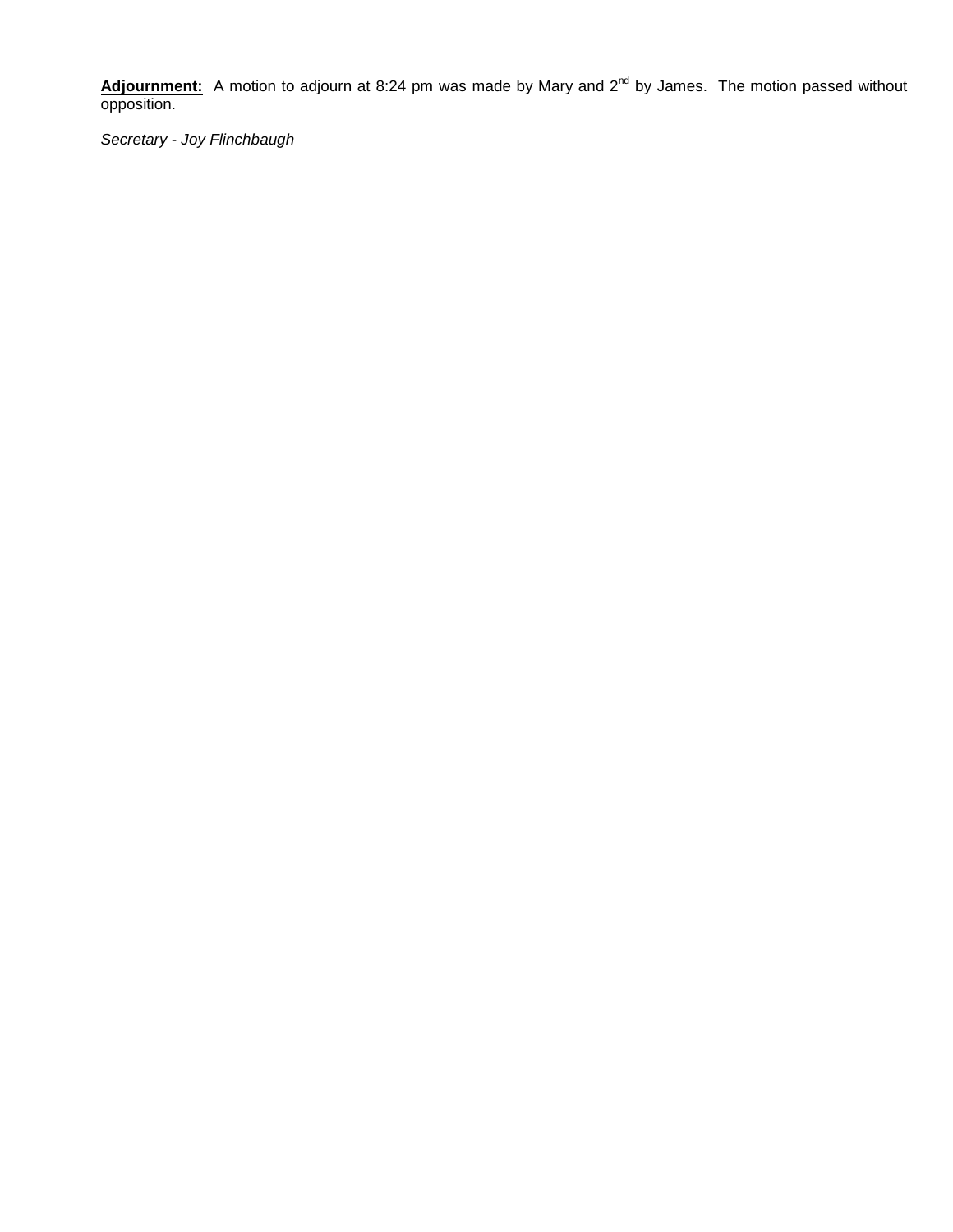**<u>Adjournment:</u>** A motion to adjourn at 8:24 pm was made by Mary and 2nd by James. The motion passed without opposition.

*Secretary - Joy Flinchbaugh*